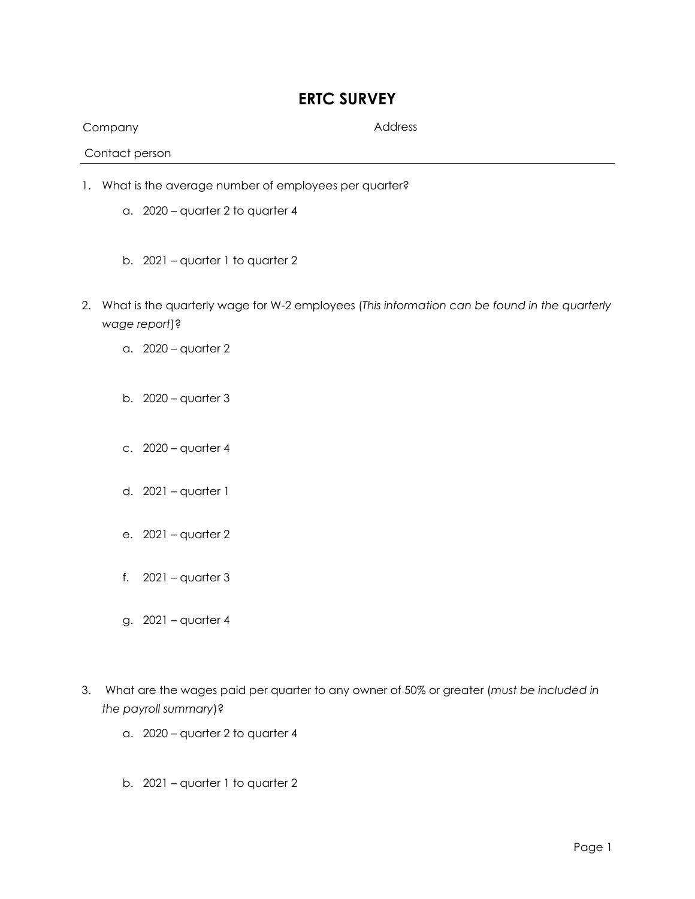# ERTC SURVEY

Company Address

Contact person

---

1. What is the average number of employees per quarter?
    a. 2020 – quarter 2 to quarter 4
    b. 2021 – quarter 1 to quarter 2
2. What is the quarterly wage for W-2 employees (*This information can be found in the quarterly wage report*)?
    a. 2020 – quarter 2
    b. 2020 – quarter 3
    c. 2020 – quarter 4
    d. 2021 – quarter 1
    e. 2021 – quarter 2
    f. 2021 – quarter 3
    g. 2021 – quarter 4
3. What are the wages paid per quarter to any owner of 50% or greater (*must be included in the payroll summary*)?
    a. 2020 – quarter 2 to quarter 4
    b. 2021 – quarter 1 to quarter 2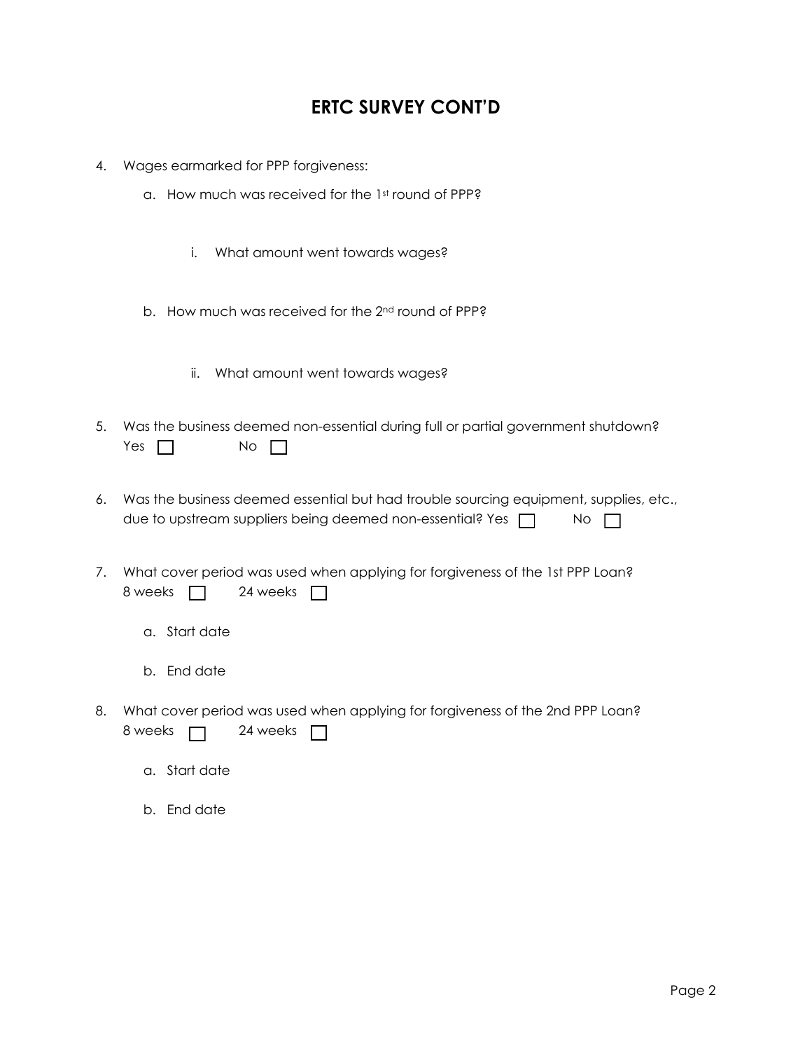# ERTC SURVEY CONT'D

4. Wages earmarked for PPP forgiveness:
   a. How much was received for the 1st round of PPP?

      i. What amount went towards wages?

   b. How much was received for the 2nd round of PPP?

      ii. What amount went towards wages?

5. Was the business deemed non-essential during full or partial government shutdown?
   Yes ☐ No ☐

6. Was the business deemed essential but had trouble sourcing equipment, supplies, etc., due to upstream suppliers being deemed non-essential? Yes ☐ No ☐

7. What cover period was used when applying for forgiveness of the 1st PPP Loan?
   8 weeks ☐ 24 weeks ☐
   a. Start date
   b. End date

8. What cover period was used when applying for forgiveness of the 2nd PPP Loan?
   8 weeks ☐ 24 weeks ☐
   a. Start date
   b. End date